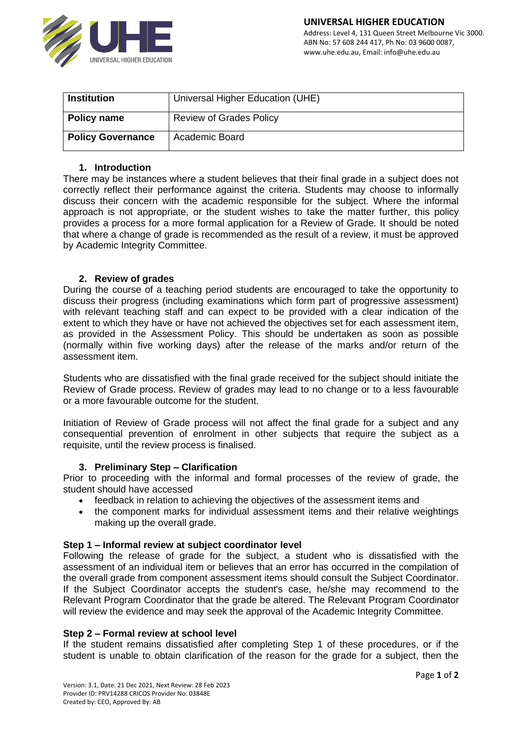| Institution | Universal Higher Education (UHE) |
| --- | --- |
| Policy name | Review of Grades Policy |
| Policy Governance | Academic Board |

## 1. Introduction

There may be instances where a student believes that their final grade in a subject does not correctly reflect their performance against the criteria. Students may choose to informally discuss their concern with the academic responsible for the subject. Where the informal approach is not appropriate, or the student wishes to take the matter further, this policy provides a process for a more formal application for a Review of Grade. It should be noted that where a change of grade is recommended as the result of a review, it must be approved by Academic Integrity Committee.

## 2. Review of grades

During the course of a teaching period students are encouraged to take the opportunity to discuss their progress (including examinations which form part of progressive assessment) with relevant teaching staff and can expect to be provided with a clear indication of the extent to which they have or have not achieved the objectives set for each assessment item, as provided in the Assessment Policy. This should be undertaken as soon as possible (normally within five working days) after the release of the marks and/or return of the assessment item.

Students who are dissatisfied with the final grade received for the subject should initiate the Review of Grade process. Review of grades may lead to no change or to a less favourable or a more favourable outcome for the student.

Initiation of Review of Grade process will not affect the final grade for a subject and any consequential prevention of enrolment in other subjects that require the subject as a requisite, until the review process is finalised.

## 3. Preliminary Step – Clarification

Prior to proceeding with the informal and formal processes of the review of grade, the student should have accessed

- feedback in relation to achieving the objectives of the assessment items and
- the component marks for individual assessment items and their relative weightings making up the overall grade.

### Step 1 – Informal review at subject coordinator level

Following the release of grade for the subject, a student who is dissatisfied with the assessment of an individual item or believes that an error has occurred in the compilation of the overall grade from component assessment items should consult the Subject Coordinator. If the Subject Coordinator accepts the student's case, he/she may recommend to the Relevant Program Coordinator that the grade be altered. The Relevant Program Coordinator will review the evidence and may seek the approval of the Academic Integrity Committee.

### Step 2 – Formal review at school level

If the student remains dissatisfied after completing Step 1 of these procedures, or if the student is unable to obtain clarification of the reason for the grade for a subject, then the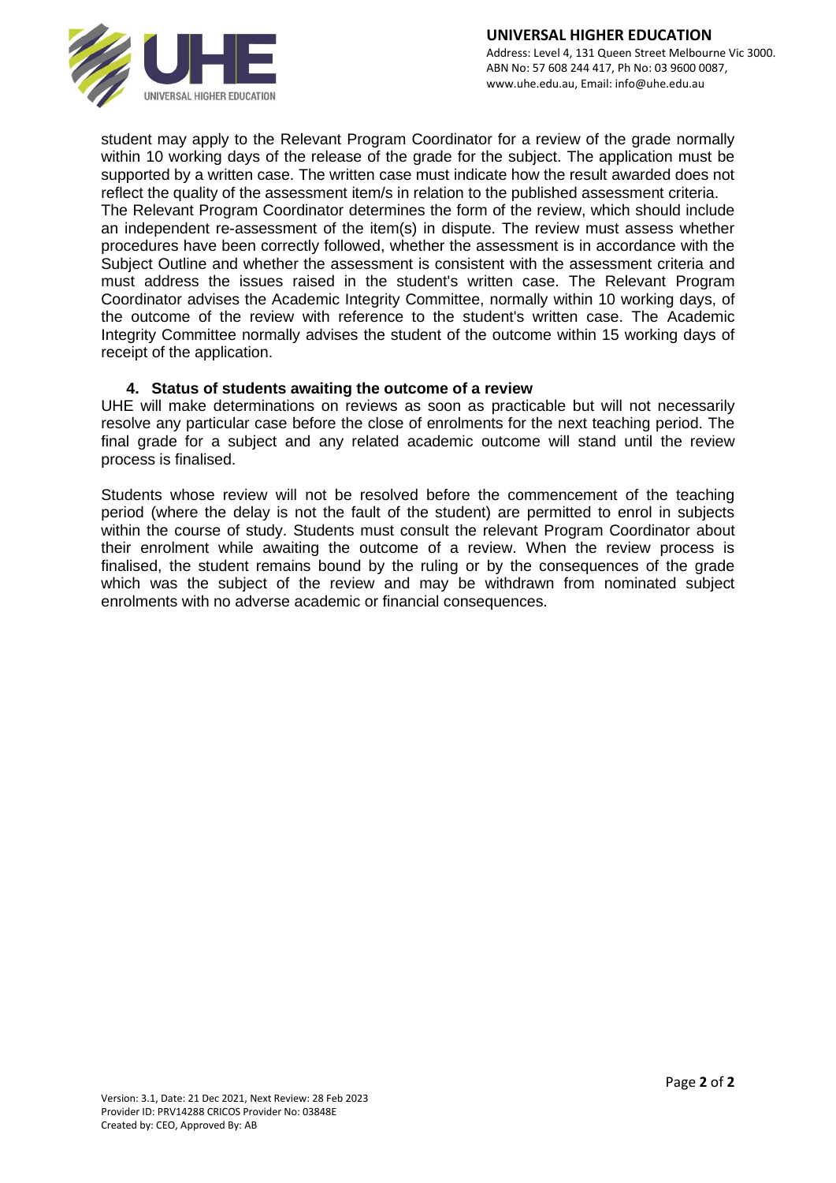student may apply to the Relevant Program Coordinator for a review of the grade normally within 10 working days of the release of the grade for the subject. The application must be supported by a written case. The written case must indicate how the result awarded does not reflect the quality of the assessment item/s in relation to the published assessment criteria. The Relevant Program Coordinator determines the form of the review, which should include an independent re-assessment of the item(s) in dispute. The review must assess whether procedures have been correctly followed, whether the assessment is in accordance with the Subject Outline and whether the assessment is consistent with the assessment criteria and must address the issues raised in the student's written case. The Relevant Program Coordinator advises the Academic Integrity Committee, normally within 10 working days, of the outcome of the review with reference to the student's written case. The Academic Integrity Committee normally advises the student of the outcome within 15 working days of receipt of the application.

### 4. Status of students awaiting the outcome of a review

UHE will make determinations on reviews as soon as practicable but will not necessarily resolve any particular case before the close of enrolments for the next teaching period. The final grade for a subject and any related academic outcome will stand until the review process is finalised.

Students whose review will not be resolved before the commencement of the teaching period (where the delay is not the fault of the student) are permitted to enrol in subjects within the course of study. Students must consult the relevant Program Coordinator about their enrolment while awaiting the outcome of a review. When the review process is finalised, the student remains bound by the ruling or by the consequences of the grade which was the subject of the review and may be withdrawn from nominated subject enrolments with no adverse academic or financial consequences.